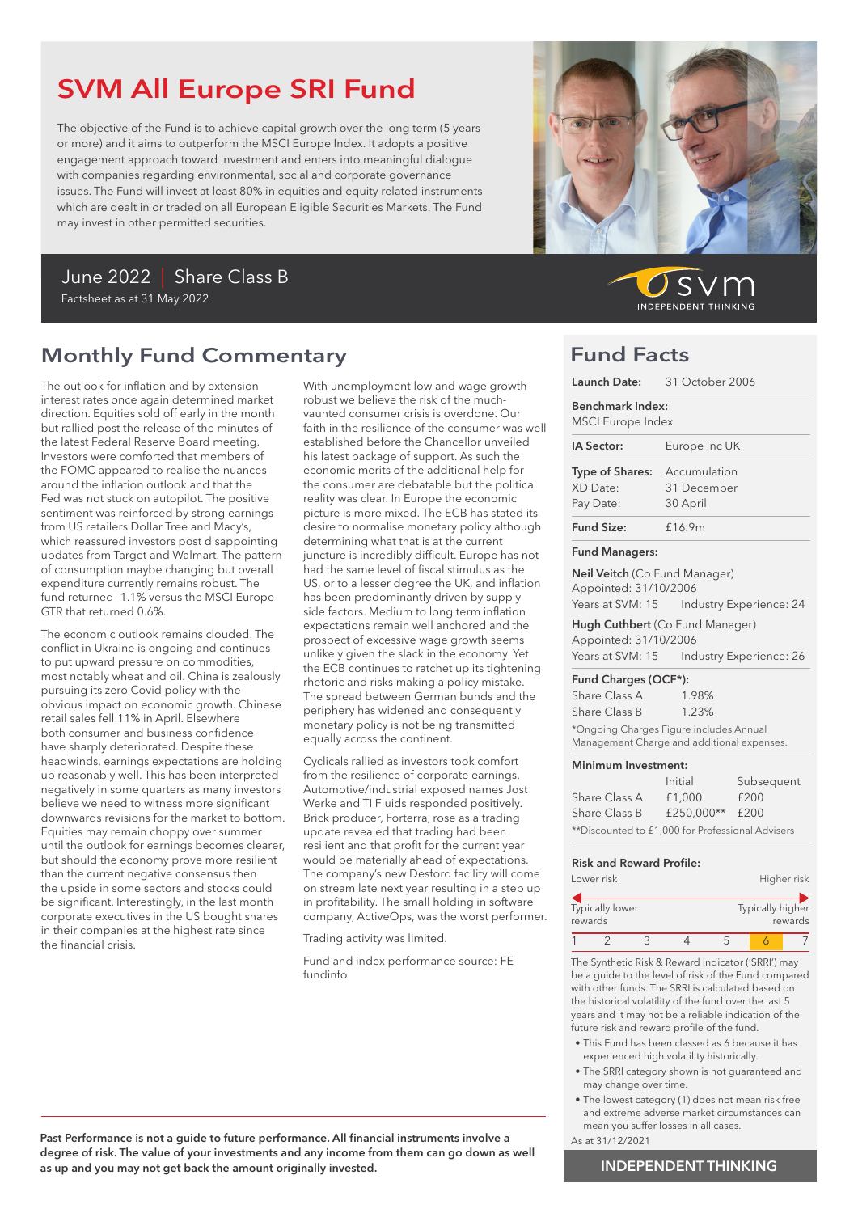# SVM All Europe SRI Fund

The objective of the Fund is to achieve capital growth over the long term (5 years or more) and it aims to outperform the MSCI Europe Index. It adopts a positive engagement approach toward investment and enters into meaningful dialogue with companies regarding environmental, social and corporate governance issues. The Fund will invest at least 80% in equities and equity related instruments which are dealt in or traded on all European Eligible Securities Markets. The Fund may invest in other permitted securities.

June 2022 | Share Class B

Factsheet as at 31 May 2022

svm INDEPENDENT THINKING

## Monthly Fund Commentary

The outlook for inflation and by extension interest rates once again determined market direction. Equities sold off early in the month but rallied post the release of the minutes of the latest Federal Reserve Board meeting. Investors were comforted that members of the FOMC appeared to realise the nuances around the inflation outlook and that the Fed was not stuck on autopilot. The positive sentiment was reinforced by strong earnings from US retailers Dollar Tree and Macy's, which reassured investors post disappointing updates from Target and Walmart. The pattern of consumption maybe changing but overall expenditure currently remains robust. The fund returned -1.1% versus the MSCI Europe GTR that returned 0.6%.

The economic outlook remains clouded. The conflict in Ukraine is ongoing and continues to put upward pressure on commodities, most notably wheat and oil. China is zealously pursuing its zero Covid policy with the obvious impact on economic growth. Chinese retail sales fell 11% in April. Elsewhere both consumer and business confidence have sharply deteriorated. Despite these headwinds, earnings expectations are holding up reasonably well. This has been interpreted negatively in some quarters as many investors believe we need to witness more significant downwards revisions for the market to bottom. Equities may remain choppy over summer until the outlook for earnings becomes clearer, but should the economy prove more resilient than the current negative consensus then the upside in some sectors and stocks could be significant. Interestingly, in the last month corporate executives in the US bought shares in their companies at the highest rate since the financial crisis.

With unemployment low and wage growth robust we believe the risk of the much-vaunted consumer crisis is overdone. Our faith in the resilience of the consumer was well established before the Chancellor unveiled his latest package of support. As such the economic merits of the additional help for the consumer are debatable but the political reality was clear. In Europe the economic picture is more mixed. The ECB has stated its desire to normalise monetary policy although determining what that is at the current juncture is incredibly difficult. Europe has not had the same level of fiscal stimulus as the US, or to a lesser degree the UK, and inflation has been predominantly driven by supply side factors. Medium to long term inflation expectations remain well anchored and the prospect of excessive wage growth seems unlikely given the slack in the economy. Yet the ECB continues to ratchet up its tightening rhetoric and risks making a policy mistake. The spread between German bunds and the periphery has widened and consequently monetary policy is not being transmitted equally across the continent.

Cyclicals rallied as investors took comfort from the resilience of corporate earnings. Automotive/industrial exposed names Jost Werke and TI Fluids responded positively. Brick producer, Forterra, rose as a trading update revealed that trading had been resilient and that profit for the current year would be materially ahead of expectations. The company's new Desford facility will come on stream late next year resulting in a step up in profitability. The small holding in software company, ActiveOps, was the worst performer.

Trading activity was limited.

Fund and index performance source: FE fundinfo

**Past Performance is not a guide to future performance. All financial instruments involve a degree of risk. The value of your investments and any income from them can go down as well as up and you may not get back the amount originally invested.**

## Fund Facts

**Launch Date:** 31 October 2006

**Benchmark Index:** MSCI Europe Index

**IA Sector:** Europe inc UK

**Type of Shares:** Accumulation
XD Date: 31 December
Pay Date: 30 April

**Fund Size:** £16.9m

**Fund Managers:**

**Neil Veitch** (Co Fund Manager)
Appointed: 31/10/2006
Years at SVM: 15 Industry Experience: 24

**Hugh Cuthbert** (Co Fund Manager)
Appointed: 31/10/2006
Years at SVM: 15 Industry Experience: 26

**Fund Charges (OCF*):**

| | |
|---|---|
| Share Class A | 1.98% |
| Share Class B | 1.23% |

*Ongoing Charges Figure includes Annual Management Charge and additional expenses.

**Minimum Investment:**

| | Initial | Subsequent |
|---|---|---|
| Share Class A | £1,000 | £200 |
| Share Class B | £250,000** | £200 |

**Discounted to £1,000 for Professional Advisers

**Risk and Reward Profile:**

Lower risk — Higher risk

Typically lower rewards — Typically higher rewards

| 1 | 2 | 3 | 4 | 5 | **6** | 7 |
|---|---|---|---|---|---|---|

The Synthetic Risk & Reward Indicator ('SRRI') may be a guide to the level of risk of the Fund compared with other funds. The SRRI is calculated based on the historical volatility of the fund over the last 5 years and it may not be a reliable indication of the future risk and reward profile of the fund.

- This Fund has been classed as 6 because it has experienced high volatility historically.
- The SRRI category shown is not guaranteed and may change over time.
- The lowest category (1) does not mean risk free and extreme adverse market circumstances can mean you suffer losses in all cases.

As at 31/12/2021

INDEPENDENT THINKING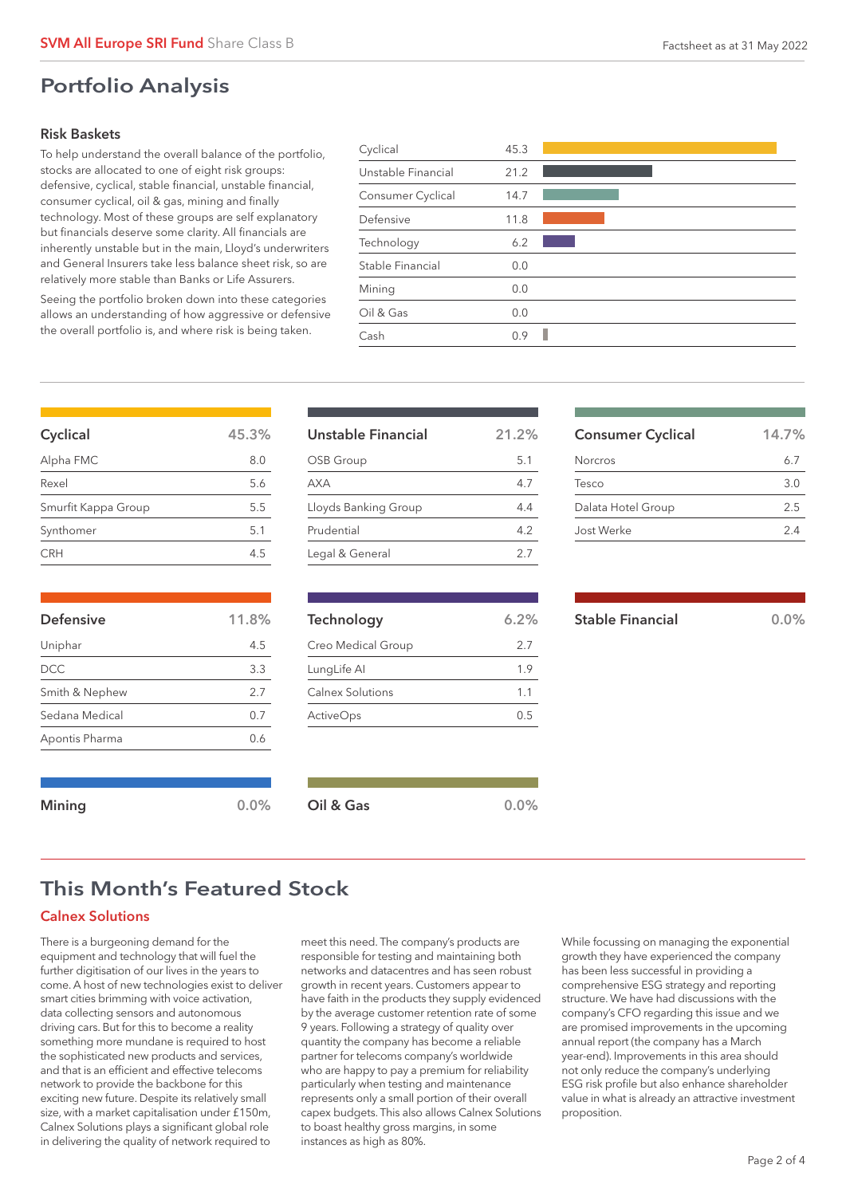# Portfolio Analysis

### Risk Baskets

To help understand the overall balance of the portfolio, stocks are allocated to one of eight risk groups: defensive, cyclical, stable financial, unstable financial, consumer cyclical, oil & gas, mining and finally technology. Most of these groups are self explanatory but financials deserve some clarity. All financials are inherently unstable but in the main, Lloyd's underwriters and General Insurers take less balance sheet risk, so are relatively more stable than Banks or Life Assurers.

Seeing the portfolio broken down into these categories allows an understanding of how aggressive or defensive the overall portfolio is, and where risk is being taken.

| Risk Basket | % |
| --- | --- |
| Cyclical | 45.3 |
| Unstable Financial | 21.2 |
| Consumer Cyclical | 14.7 |
| Defensive | 11.8 |
| Technology | 6.2 |
| Stable Financial | 0.0 |
| Mining | 0.0 |
| Oil & Gas | 0.0 |
| Cash | 0.9 |

| Cyclical | 45.3% |
| --- | --- |
| Alpha FMC | 8.0 |
| Rexel | 5.6 |
| Smurfit Kappa Group | 5.5 |
| Synthomer | 5.1 |
| CRH | 4.5 |

| Unstable Financial | 21.2% |
| --- | --- |
| OSB Group | 5.1 |
| AXA | 4.7 |
| Lloyds Banking Group | 4.4 |
| Prudential | 4.2 |
| Legal & General | 2.7 |

| Consumer Cyclical | 14.7% |
| --- | --- |
| Norcros | 6.7 |
| Tesco | 3.0 |
| Dalata Hotel Group | 2.5 |
| Jost Werke | 2.4 |

| Defensive | 11.8% |
| --- | --- |
| Uniphar | 4.5 |
| DCC | 3.3 |
| Smith & Nephew | 2.7 |
| Sedana Medical | 0.7 |
| Apontis Pharma | 0.6 |

| Technology | 6.2% |
| --- | --- |
| Creo Medical Group | 2.7 |
| LungLife AI | 1.9 |
| Calnex Solutions | 1.1 |
| ActiveOps | 0.5 |

| Stable Financial | 0.0% |
| --- | --- |

| Mining | 0.0% |
| --- | --- |

| Oil & Gas | 0.0% |
| --- | --- |

## This Month's Featured Stock

### Calnex Solutions

There is a burgeoning demand for the equipment and technology that will fuel the further digitisation of our lives in the years to come. A host of new technologies exist to deliver smart cities brimming with voice activation, data collecting sensors and autonomous driving cars. But for this to become a reality something more mundane is required to host the sophisticated new products and services, and that is an efficient and effective telecoms network to provide the backbone for this exciting new future. Despite its relatively small size, with a market capitalisation under £150m, Calnex Solutions plays a significant global role in delivering the quality of network required to meet this need. The company's products are responsible for testing and maintaining both networks and datacentres and has seen robust growth in recent years. Customers appear to have faith in the products they supply evidenced by the average customer retention rate of some 9 years. Following a strategy of quality over quantity the company has become a reliable partner for telecoms company's worldwide who are happy to pay a premium for reliability particularly when testing and maintenance represents only a small portion of their overall capex budgets. This also allows Calnex Solutions to boast healthy gross margins, in some instances as high as 80%.

While focussing on managing the exponential growth they have experienced the company has been less successful in providing a comprehensive ESG strategy and reporting structure. We have had discussions with the company's CFO regarding this issue and we are promised improvements in the upcoming annual report (the company has a March year-end). Improvements in this area should not only reduce the company's underlying ESG risk profile but also enhance shareholder value in what is already an attractive investment proposition.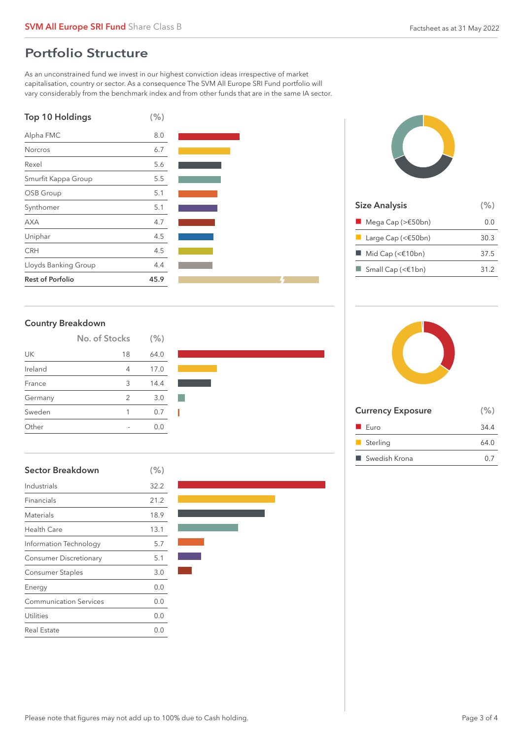## Portfolio Structure

As an unconstrained fund we invest in our highest conviction ideas irrespective of market capitalisation, country or sector. As a consequence The SVM All Europe SRI Fund portfolio will vary considerably from the benchmark index and from other funds that are in the same IA sector.

### Top 10 Holdings

| Top 10 Holdings | (%) |
|---|---|
| Alpha FMC | 8.0 |
| Norcros | 6.7 |
| Rexel | 5.6 |
| Smurfit Kappa Group | 5.5 |
| OSB Group | 5.1 |
| Synthomer | 5.1 |
| AXA | 4.7 |
| Uniphar | 4.5 |
| CRH | 4.5 |
| Lloyds Banking Group | 4.4 |
| **Rest of Porfolio** | **45.9** |

### Size Analysis

| Size Analysis | (%) |
|---|---|
| Mega Cap (>€50bn) | 0.0 |
| Large Cap (<€50bn) | 30.3 |
| Mid Cap (<€10bn) | 37.5 |
| Small Cap (<€1bn) | 31.2 |

### Country Breakdown

| | No. of Stocks | (%) |
|---|---|---|
| UK | 18 | 64.0 |
| Ireland | 4 | 17.0 |
| France | 3 | 14.4 |
| Germany | 2 | 3.0 |
| Sweden | 1 | 0.7 |
| Other | - | 0.0 |

### Currency Exposure

| Currency Exposure | (%) |
|---|---|
| Euro | 34.4 |
| Sterling | 64.0 |
| Swedish Krona | 0.7 |

### Sector Breakdown

| Sector Breakdown | (%) |
|---|---|
| Industrials | 32.2 |
| Financials | 21.2 |
| Materials | 18.9 |
| Health Care | 13.1 |
| Information Technology | 5.7 |
| Consumer Discretionary | 5.1 |
| Consumer Staples | 3.0 |
| Energy | 0.0 |
| Communication Services | 0.0 |
| Utilities | 0.0 |
| Real Estate | 0.0 |

Please note that figures may not add up to 100% due to Cash holding.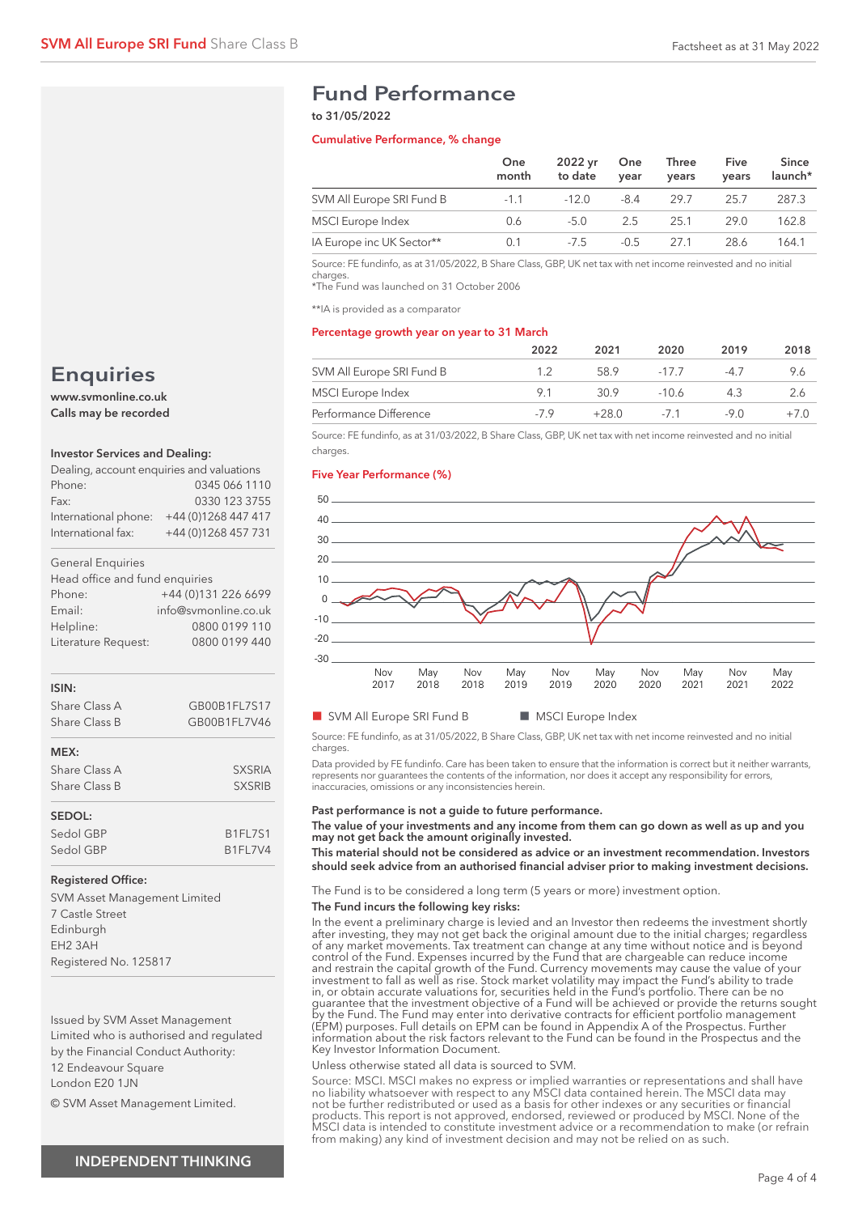# Fund Performance

**to 31/05/2022**

### Cumulative Performance, % change

| | One month | 2022 yr to date | One year | Three years | Five years | Since launch* |
|---|---|---|---|---|---|---|
| SVM All Europe SRI Fund B | -1.1 | -12.0 | -8.4 | 29.7 | 25.7 | 287.3 |
| MSCI Europe Index | 0.6 | -5.0 | 2.5 | 25.1 | 29.0 | 162.8 |
| IA Europe inc UK Sector** | 0.1 | -7.5 | -0.5 | 27.1 | 28.6 | 164.1 |

Source: FE fundinfo, as at 31/05/2022, B Share Class, GBP, UK net tax with net income reinvested and no initial charges.
*The Fund was launched on 31 October 2006

**IA is provided as a comparator

### Percentage growth year on year to 31 March

| | 2022 | 2021 | 2020 | 2019 | 2018 |
|---|---|---|---|---|---|
| SVM All Europe SRI Fund B | 1.2 | 58.9 | -17.7 | -4.7 | 9.6 |
| MSCI Europe Index | 9.1 | 30.9 | -10.6 | 4.3 | 2.6 |
| Performance Difference | -7.9 | +28.0 | -7.1 | -9.0 | +7.0 |

Source: FE fundinfo, as at 31/03/2022, B Share Class, GBP, UK net tax with net income reinvested and no initial charges.

### Five Year Performance (%)

50
40
30
20
10
0
-10
-20
-30

Nov 2017, May 2018, Nov 2018, May 2019, Nov 2019, May 2020, Nov 2020, May 2021, Nov 2021, May 2022

SVM All Europe SRI Fund B
MSCI Europe Index

Source: FE fundinfo, as at 31/05/2022, B Share Class, GBP, UK net tax with net income reinvested and no initial charges.

Data provided by FE fundinfo. Care has been taken to ensure that the information is correct but it neither warrants, represents nor guarantees the contents of the information, nor does it accept any responsibility for errors, inaccuracies, omissions or any inconsistencies herein.

**Past performance is not a guide to future performance.**

**The value of your investments and any income from them can go down as well as up and you may not get back the amount originally invested.**

**This material should not be considered as advice or an investment recommendation. Investors should seek advice from an authorised financial adviser prior to making investment decisions.**

The Fund is to be considered a long term (5 years or more) investment option.

**The Fund incurs the following key risks:**

In the event a preliminary charge is levied and an Investor then redeems the investment shortly after investing, they may not get back the original amount due to the initial charges; regardless of any market movements. Tax treatment can change at any time without notice and is beyond control of the Fund. Expenses incurred by the Fund that are chargeable can reduce income and restrain the capital growth of the Fund. Currency movements may cause the value of your investment to fall as well as rise. Stock market volatility may impact the Fund's ability to trade in, or obtain accurate valuations for, securities held in the Fund's portfolio. There can be no guarantee that the investment objective of a Fund will be achieved or provide the returns sought by the Fund. The Fund may enter into derivative contracts for efficient portfolio management (EPM) purposes. Full details on EPM can be found in Appendix A of the Prospectus. Further information about the risk factors relevant to the Fund can be found in the Prospectus and the Key Investor Information Document.

Unless otherwise stated all data is sourced to SVM.

Source: MSCI. MSCI makes no express or implied warranties or representations and shall have no liability whatsoever with respect to any MSCI data contained herein. The MSCI data may not be further redistributed or used as a basis for other indexes or any securities or financial products. This report is not approved, endorsed, reviewed or produced by MSCI. None of the MSCI data is intended to constitute investment advice or a recommendation to make (or refrain from making) any kind of investment decision and may not be relied on as such.

## Enquiries

**www.svmonline.co.uk**
**Calls may be recorded**

**Investor Services and Dealing:**

Dealing, account enquiries and valuations

| | |
|---|---|
| Phone: | 0345 066 1110 |
| Fax: | 0330 123 3755 |
| International phone: | +44 (0)1268 447 417 |
| International fax: | +44 (0)1268 457 731 |

General Enquiries
Head office and fund enquiries

| | |
|---|---|
| Phone: | +44 (0)131 226 6699 |
| Email: | info@svmonline.co.uk |
| Helpline: | 0800 0199 110 |
| Literature Request: | 0800 0199 440 |

**ISIN:**

| | |
|---|---|
| Share Class A | GB00B1FL7S17 |
| Share Class B | GB00B1FL7V46 |

**MEX:**

| | |
|---|---|
| Share Class A | SXSRIA |
| Share Class B | SXSRIB |

**SEDOL:**

| | |
|---|---|
| Sedol GBP | B1FL7S1 |
| Sedol GBP | B1FL7V4 |

**Registered Office:**

SVM Asset Management Limited
7 Castle Street
Edinburgh
EH2 3AH
Registered No. 125817

Issued by SVM Asset Management Limited who is authorised and regulated by the Financial Conduct Authority:
12 Endeavour Square
London E20 1JN

© SVM Asset Management Limited.

**INDEPENDENT THINKING**